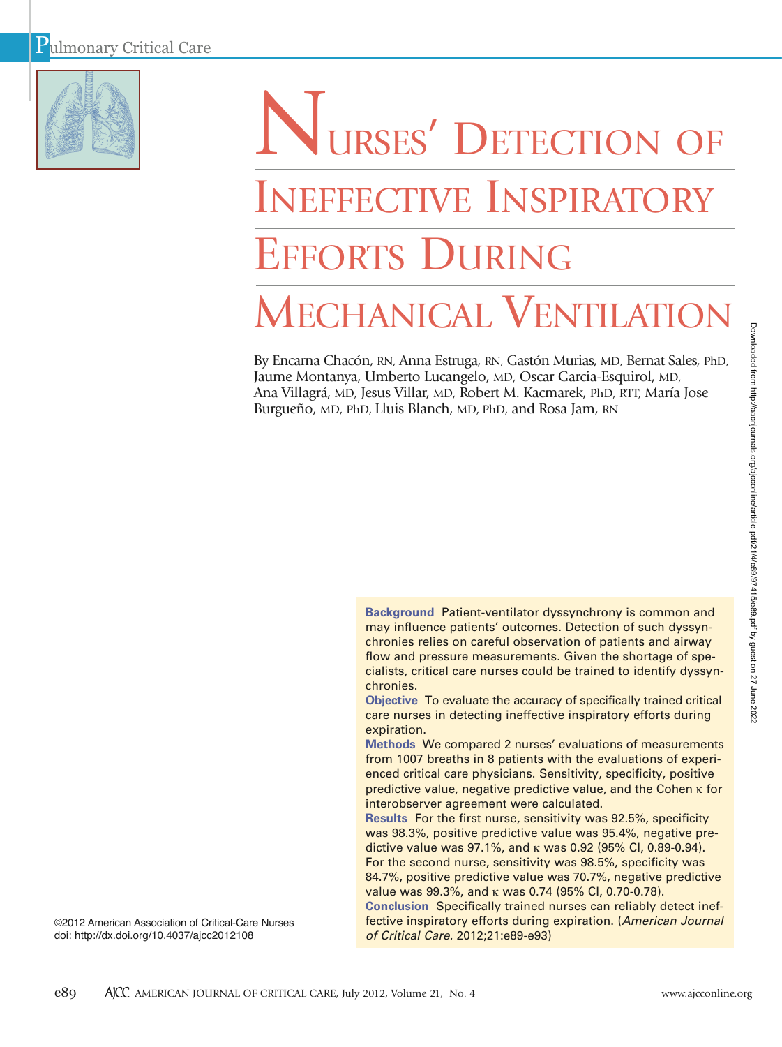# Nurses' Detection of Ineffective Inspiratory Efforts During Mechanical Ventilation

By Encarna Chacón, RN, Anna Estruga, RN, Gastón Murias, MD, Bernat Sales, PhD, Jaume Montanya, Umberto Lucangelo, MD, Oscar Garcia-Esquirol, MD, Ana Villagrá, MD, Jesus Villar, MD, Robert M. Kacmarek, PhD, RTT, María Jose Burgueño, MD, PhD, Lluis Blanch, MD, PhD, and Rosa Jam, RN

**Background** Patient-ventilator dyssynchrony is common and may influence patients' outcomes. Detection of such dyssynchronies relies on careful observation of patients and airway flow and pressure measurements. Given the shortage of specialists, critical care nurses could be trained to identify dyssynchronies.

**Objective** To evaluate the accuracy of specifically trained critical care nurses in detecting ineffective inspiratory efforts during expiration.

**Methods** We compared 2 nurses' evaluations of measurements from 1007 breaths in 8 patients with the evaluations of experienced critical care physicians. Sensitivity, specificity, positive predictive value, negative predictive value, and the Cohen κ for interobserver agreement were calculated.

**Results** For the first nurse, sensitivity was 92.5%, specificity was 98.3%, positive predictive value was 95.4%, negative predictive value was 97.1%, and κ was 0.92 (95% CI, 0.89-0.94). For the second nurse, sensitivity was 98.5%, specificity was 84.7%, positive predictive value was 70.7%, negative predictive value was 99.3%, and κ was 0.74 (95% CI, 0.70-0.78).

**Conclusion** Specifically trained nurses can reliably detect ineffective inspiratory efforts during expiration. (*American Journal of Critical Care*. 2012;21:e89-e93)

©2012 American Association of Critical-Care Nurses
doi: http://dx.doi.org/10.4037/ajcc2012108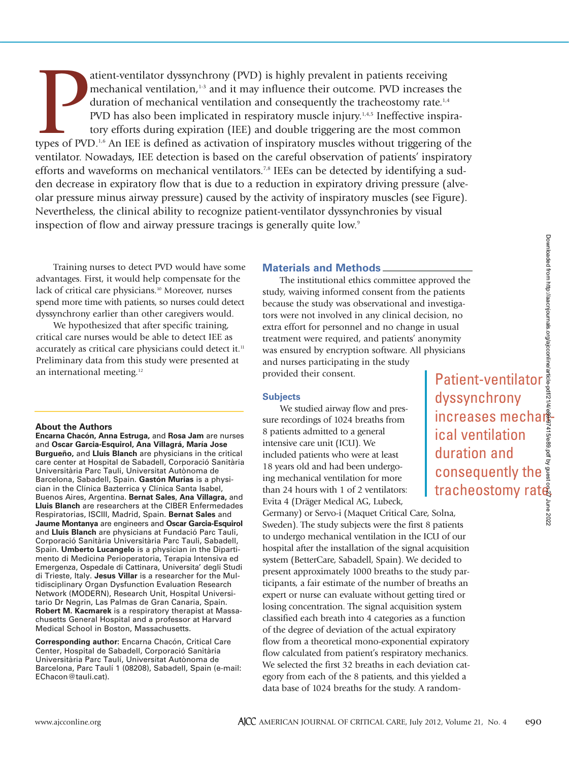Patient-ventilator dyssynchrony (PVD) is highly prevalent in patients receiving mechanical ventilation,[1-3] and it may influence their outcome. PVD increases the duration of mechanical ventilation and consequently the tracheostomy rate.[1,4] PVD has also been implicated in respiratory muscle injury.[1,4,5] Ineffective inspiratory efforts during expiration (IEE) and double triggering are the most common types of PVD.[1,6] An IEE is defined as activation of inspiratory muscles without triggering of the ventilator. Nowadays, IEE detection is based on the careful observation of patients' inspiratory efforts and waveforms on mechanical ventilators.[7,8] IEEs can be detected by identifying a sudden decrease in expiratory flow that is due to a reduction in expiratory driving pressure (alveolar pressure minus airway pressure) caused by the activity of inspiratory muscles (see Figure). Nevertheless, the clinical ability to recognize patient-ventilator dyssynchronies by visual inspection of flow and airway pressure tracings is generally quite low.[9]

Training nurses to detect PVD would have some advantages. First, it would help compensate for the lack of critical care physicians.[10] Moreover, nurses spend more time with patients, so nurses could detect dyssynchrony earlier than other caregivers would.

We hypothesized that after specific training, critical care nurses would be able to detect IEE as accurately as critical care physicians could detect it.[11] Preliminary data from this study were presented at an international meeting.[12]

### About the Authors

**Encarna Chacón, Anna Estruga,** and **Rosa Jam** are nurses and **Oscar Garcia-Esquirol, Ana Villagrá, María Jose Burgueño,** and **Lluis Blanch** are physicians in the critical care center at Hospital de Sabadell, Corporació Sanitària Universitària Parc Tauli, Universitat Autònoma de Barcelona, Sabadell, Spain. **Gastón Murias** is a physician in the Clínica Bazterrica y Clínica Santa Isabel, Buenos Aires, Argentina. **Bernat Sales**, **Ana Villagra,** and **Lluis Blanch** are researchers at the CIBER Enfermedades Respiratorias, ISCIII, Madrid, Spain. **Bernat Sales** and **Jaume Montanya** are engineers and **Oscar Garcia-Esquirol** and **Lluis Blanch** are physicians at Fundació Parc Tauli, Corporació Sanitària Universitària Parc Tauli, Sabadell, Spain. **Umberto Lucangelo** is a physician in the Dipartimento di Medicina Perioperatoria, Terapia Intensiva ed Emergenza, Ospedale di Cattinara, Universita' degli Studi di Trieste, Italy. **Jesus Villar** is a researcher for the Multidisciplinary Organ Dysfunction Evaluation Research Network (MODERN), Research Unit, Hospital Universitario Dr Negrin, Las Palmas de Gran Canaria, Spain. **Robert M. Kacmarek** is a respiratory therapist at Massachusetts General Hospital and a professor at Harvard Medical School in Boston, Massachusetts.

**Corresponding author:** Encarna Chacón, Critical Care Center, Hospital de Sabadell, Corporació Sanitària Universitària Parc Taulí, Universitat Autònoma de Barcelona, Parc Taulí 1 (08208), Sabadell, Spain (e-mail: EChacon@tauli.cat).

## Materials and Methods

The institutional ethics committee approved the study, waiving informed consent from the patients because the study was observational and investigators were not involved in any clinical decision, no extra effort for personnel and no change in usual treatment were required, and patients' anonymity was ensured by encryption software. All physicians and nurses participating in the study provided their consent.

> Patient-ventilator dyssynchrony increases mechanical ventilation duration and consequently the tracheostomy rate.

### Subjects

We studied airway flow and pressure recordings of 1024 breaths from 8 patients admitted to a general intensive care unit (ICU). We included patients who were at least 18 years old and had been undergoing mechanical ventilation for more than 24 hours with 1 of 2 ventilators: Evita 4 (Dräger Medical AG, Lubeck, Germany) or Servo-i (Maquet Critical Care, Solna, Sweden). The study subjects were the first 8 patients to undergo mechanical ventilation in the ICU of our hospital after the installation of the signal acquisition system (BetterCare, Sabadell, Spain). We decided to present approximately 1000 breaths to the study participants, a fair estimate of the number of breaths an expert or nurse can evaluate without getting tired or losing concentration. The signal acquisition system classified each breath into 4 categories as a function of the degree of deviation of the actual expiratory flow from a theoretical mono-exponential expiratory flow calculated from patient's respiratory mechanics. We selected the first 32 breaths in each deviation category from each of the 8 patients, and this yielded a data base of 1024 breaths for the study. A random-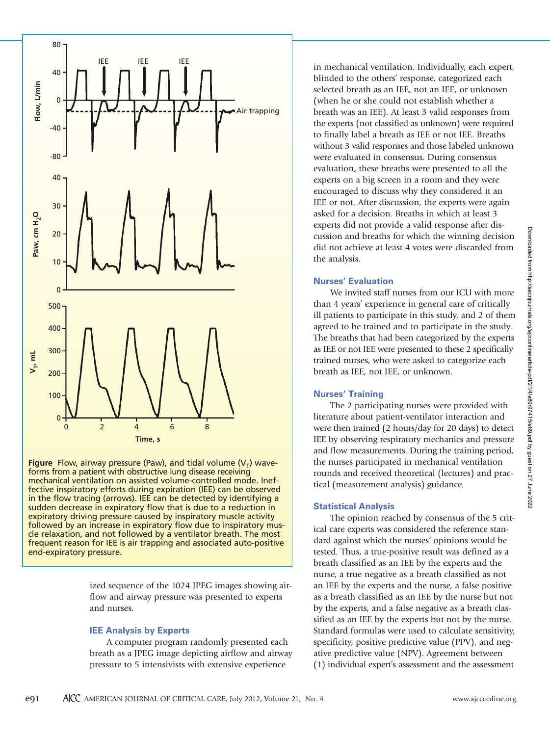**Figure** Flow, airway pressure (Paw), and tidal volume ($V_T$) waveforms from a patient with obstructive lung disease receiving mechanical ventilation on assisted volume-controlled mode. Ineffective inspiratory efforts during expiration (IEE) can be observed in the flow tracing (arrows). IEE can be detected by identifying a sudden decrease in expiratory flow that is due to a reduction in expiratory driving pressure caused by inspiratory muscle activity followed by an increase in expiratory flow due to inspiratory muscle relaxation, and not followed by a ventilator breath. The most frequent reason for IEE is air trapping and associated auto-positive end-expiratory pressure.

ized sequence of the 1024 JPEG images showing airflow and airway pressure was presented to experts and nurses.

### IEE Analysis by Experts

A computer program randomly presented each breath as a JPEG image depicting airflow and airway pressure to 5 intensivists with extensive experience in mechanical ventilation. Individually, each expert, blinded to the others' response, categorized each selected breath as an IEE, not an IEE, or unknown (when he or she could not establish whether a breath was an IEE). At least 3 valid responses from the experts (not classified as unknown) were required to finally label a breath as IEE or not IEE. Breaths without 3 valid responses and those labeled unknown were evaluated in consensus. During consensus evaluation, these breaths were presented to all the experts on a big screen in a room and they were encouraged to discuss why they considered it an IEE or not. After discussion, the experts were again asked for a decision. Breaths in which at least 3 experts did not provide a valid response after discussion and breaths for which the winning decision did not achieve at least 4 votes were discarded from the analysis.

### Nurses' Evaluation

We invited staff nurses from our ICU with more than 4 years' experience in general care of critically ill patients to participate in this study, and 2 of them agreed to be trained and to participate in the study. The breaths that had been categorized by the experts as IEE or not IEE were presented to these 2 specifically trained nurses, who were asked to categorize each breath as IEE, not IEE, or unknown.

### Nurses' Training

The 2 participating nurses were provided with literature about patient-ventilator interaction and were then trained (2 hours/day for 20 days) to detect IEE by observing respiratory mechanics and pressure and flow measurements. During the training period, the nurses participated in mechanical ventilation rounds and received theoretical (lectures) and practical (measurement analysis) guidance.

### Statistical Analysis

The opinion reached by consensus of the 5 critical care experts was considered the reference standard against which the nurses' opinions would be tested. Thus, a true-positive result was defined as a breath classified as an IEE by the experts and the nurse, a true negative as a breath classified as not an IEE by the experts and the nurse, a false positive as a breath classified as an IEE by the nurse but not by the experts, and a false negative as a breath classified as an IEE by the experts but not by the nurse. Standard formulas were used to calculate sensitivity, specificity, positive predictive value (PPV), and negative predictive value (NPV). Agreement between (1) individual expert's assessment and the assessment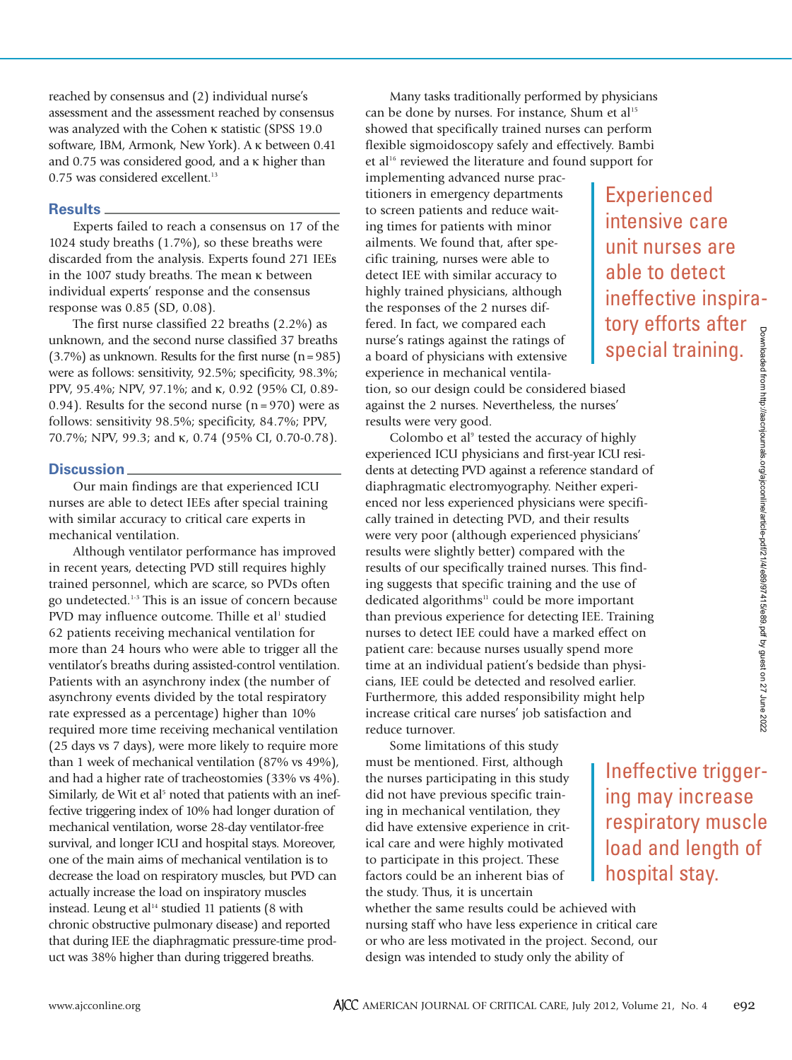reached by consensus and (2) individual nurse's assessment and the assessment reached by consensus was analyzed with the Cohen κ statistic (SPSS 19.0 software, IBM, Armonk, New York). A κ between 0.41 and 0.75 was considered good, and a κ higher than 0.75 was considered excellent.[13]

## Results

Experts failed to reach a consensus on 17 of the 1024 study breaths (1.7%), so these breaths were discarded from the analysis. Experts found 271 IEEs in the 1007 study breaths. The mean κ between individual experts' response and the consensus response was 0.85 (SD, 0.08).

The first nurse classified 22 breaths (2.2%) as unknown, and the second nurse classified 37 breaths (3.7%) as unknown. Results for the first nurse (n = 985) were as follows: sensitivity, 92.5%; specificity, 98.3%; PPV, 95.4%; NPV, 97.1%; and κ, 0.92 (95% CI, 0.89-0.94). Results for the second nurse (n = 970) were as follows: sensitivity 98.5%; specificity, 84.7%; PPV, 70.7%; NPV, 99.3; and κ, 0.74 (95% CI, 0.70-0.78).

## Discussion

Our main findings are that experienced ICU nurses are able to detect IEEs after special training with similar accuracy to critical care experts in mechanical ventilation.

Although ventilator performance has improved in recent years, detecting PVD still requires highly trained personnel, which are scarce, so PVDs often go undetected.[1-3] This is an issue of concern because PVD may influence outcome. Thille et al[1] studied 62 patients receiving mechanical ventilation for more than 24 hours who were able to trigger all the ventilator's breaths during assisted-control ventilation. Patients with an asynchrony index (the number of asynchrony events divided by the total respiratory rate expressed as a percentage) higher than 10% required more time receiving mechanical ventilation (25 days vs 7 days), were more likely to require more than 1 week of mechanical ventilation (87% vs 49%), and had a higher rate of tracheostomies (33% vs 4%). Similarly, de Wit et al[5] noted that patients with an ineffective triggering index of 10% had longer duration of mechanical ventilation, worse 28-day ventilator-free survival, and longer ICU and hospital stays. Moreover, one of the main aims of mechanical ventilation is to decrease the load on respiratory muscles, but PVD can actually increase the load on inspiratory muscles instead. Leung et al[14] studied 11 patients (8 with chronic obstructive pulmonary disease) and reported that during IEE the diaphragmatic pressure-time product was 38% higher than during triggered breaths.

Many tasks traditionally performed by physicians can be done by nurses. For instance, Shum et al[15] showed that specifically trained nurses can perform flexible sigmoidoscopy safely and effectively. Bambi et al[16] reviewed the literature and found support for implementing advanced nurse practitioners in emergency departments to screen patients and reduce waiting times for patients with minor ailments. We found that, after specific training, nurses were able to detect IEE with similar accuracy to highly trained physicians, although the responses of the 2 nurses differed. In fact, we compared each nurse's ratings against the ratings of a board of physicians with extensive experience in mechanical ventilation, so our design could be considered biased against the 2 nurses. Nevertheless, the nurses' results were very good.

> Experienced intensive care unit nurses are able to detect ineffective inspiratory efforts after special training.

Colombo et al[9] tested the accuracy of highly experienced ICU physicians and first-year ICU residents at detecting PVD against a reference standard of diaphragmatic electromyography. Neither experienced nor less experienced physicians were specifically trained in detecting PVD, and their results were very poor (although experienced physicians' results were slightly better) compared with the results of our specifically trained nurses. This finding suggests that specific training and the use of dedicated algorithms[11] could be more important than previous experience for detecting IEE. Training nurses to detect IEE could have a marked effect on patient care: because nurses usually spend more time at an individual patient's bedside than physicians, IEE could be detected and resolved earlier. Furthermore, this added responsibility might help increase critical care nurses' job satisfaction and reduce turnover.

Some limitations of this study must be mentioned. First, although the nurses participating in this study did not have previous specific training in mechanical ventilation, they did have extensive experience in critical care and were highly motivated to participate in this project. These factors could be an inherent bias of the study. Thus, it is uncertain whether the same results could be achieved with nursing staff who have less experience in critical care or who are less motivated in the project. Second, our design was intended to study only the ability of

> Ineffective triggering may increase respiratory muscle load and length of hospital stay.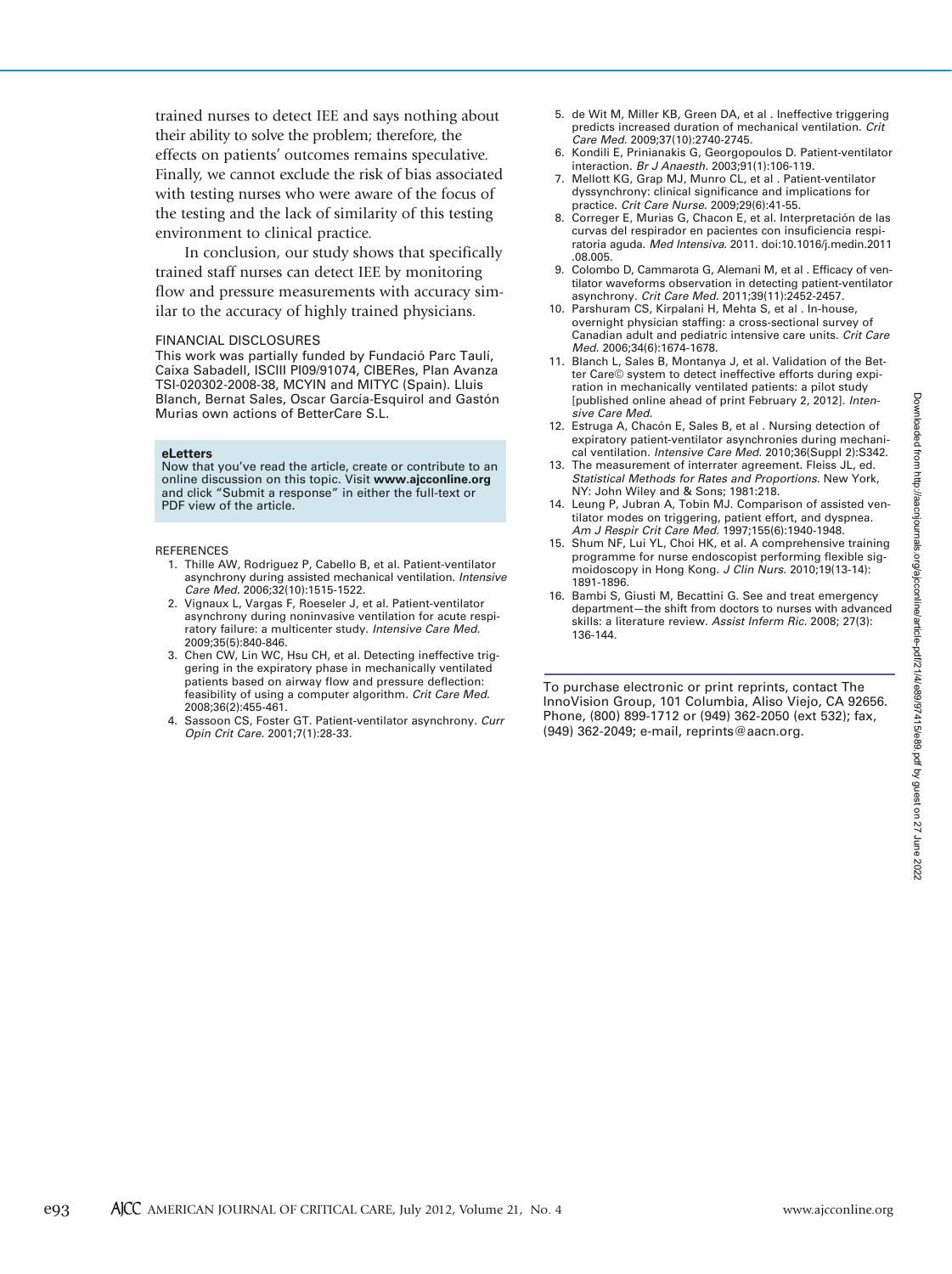trained nurses to detect IEE and says nothing about their ability to solve the problem; therefore, the effects on patients' outcomes remains speculative. Finally, we cannot exclude the risk of bias associated with testing nurses who were aware of the focus of the testing and the lack of similarity of this testing environment to clinical practice.

In conclusion, our study shows that specifically trained staff nurses can detect IEE by monitoring flow and pressure measurements with accuracy similar to the accuracy of highly trained physicians.

## FINANCIAL DISCLOSURES

This work was partially funded by Fundació Parc Taulí, Caixa Sabadell, ISCIII PI09/91074, CIBERes, Plan Avanza TSI-020302-2008-38, MCYIN and MITYC (Spain). Lluis Blanch, Bernat Sales, Oscar García-Esquirol and Gastón Murias own actions of BetterCare S.L.

**eLetters**
Now that you've read the article, create or contribute to an online discussion on this topic. Visit **www.ajcconline.org** and click "Submit a response" in either the full-text or PDF view of the article.

## REFERENCES

1. Thille AW, Rodriguez P, Cabello B, et al. Patient-ventilator asynchrony during assisted mechanical ventilation. *Intensive Care Med.* 2006;32(10):1515-1522.
2. Vignaux L, Vargas F, Roeseler J, et al. Patient-ventilator asynchrony during noninvasive ventilation for acute respiratory failure: a multicenter study. *Intensive Care Med.* 2009;35(5):840-846.
3. Chen CW, Lin WC, Hsu CH, et al. Detecting ineffective triggering in the expiratory phase in mechanically ventilated patients based on airway flow and pressure deflection: feasibility of using a computer algorithm. *Crit Care Med.* 2008;36(2):455-461.
4. Sassoon CS, Foster GT. Patient-ventilator asynchrony. *Curr Opin Crit Care.* 2001;7(1):28-33.
5. de Wit M, Miller KB, Green DA, et al . Ineffective triggering predicts increased duration of mechanical ventilation. *Crit Care Med.* 2009;37(10):2740-2745.
6. Kondili E, Prinianakis G, Georgopoulos D. Patient-ventilator interaction. *Br J Anaesth.* 2003;91(1):106-119.
7. Mellott KG, Grap MJ, Munro CL, et al . Patient-ventilator dyssynchrony: clinical significance and implications for practice. *Crit Care Nurse.* 2009;29(6):41-55.
8. Correger E, Murias G, Chacon E, et al. Interpretación de las curvas del respirador en pacientes con insuficiencia respiratoria aguda. *Med Intensiva.* 2011. doi:10.1016/j.medin.2011.08.005.
9. Colombo D, Cammarota G, Alemani M, et al . Efficacy of ventilator waveforms observation in detecting patient-ventilator asynchrony. *Crit Care Med.* 2011;39(11):2452-2457.
10. Parshuram CS, Kirpalani H, Mehta S, et al . In-house, overnight physician staffing: a cross-sectional survey of Canadian adult and pediatric intensive care units. *Crit Care Med.* 2006;34(6):1674-1678.
11. Blanch L, Sales B, Montanya J, et al. Validation of the Better Care© system to detect ineffective efforts during expiration in mechanically ventilated patients: a pilot study [published online ahead of print February 2, 2012]. *Intensive Care Med.*
12. Estruga A, Chacón E, Sales B, et al . Nursing detection of expiratory patient-ventilator asynchronies during mechanical ventilation. *Intensive Care Med.* 2010;36(Suppl 2):S342.
13. The measurement of interrater agreement. Fleiss JL, ed. *Statistical Methods for Rates and Proportions.* New York, NY: John Wiley and & Sons; 1981:218.
14. Leung P, Jubran A, Tobin MJ. Comparison of assisted ventilator modes on triggering, patient effort, and dyspnea. *Am J Respir Crit Care Med.* 1997;155(6):1940-1948.
15. Shum NF, Lui YL, Choi HK, et al. A comprehensive training programme for nurse endoscopist performing flexible sigmoidoscopy in Hong Kong. *J Clin Nurs.* 2010;19(13-14): 1891-1896.
16. Bambi S, Giusti M, Becattini G. See and treat emergency department—the shift from doctors to nurses with advanced skills: a literature review. *Assist Inferm Ric.* 2008; 27(3): 136-144.

To purchase electronic or print reprints, contact The InnoVision Group, 101 Columbia, Aliso Viejo, CA 92656. Phone, (800) 899-1712 or (949) 362-2050 (ext 532); fax, (949) 362-2049; e-mail, reprints@aacn.org.